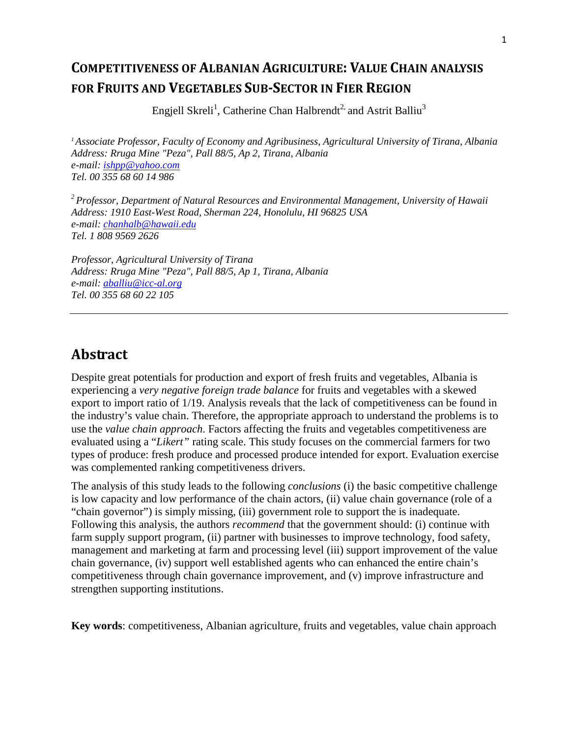# COMPETITIVENESS OF ALBANIAN AGRICULTURE: VALUE CHAIN ANALYSIS FOR FRUITS AND VEGETABLES SUB-SECTOR IN FIER REGION

Engjell Skreli[1], Catherine Chan Halbrendt[2,] and Astrit Balliu[3]

*[1] Associate Professor, Faculty of Economy and Agribusiness, Agricultural University of Tirana, Albania*
*Address: Rruga Mine "Peza", Pall 88/5, Ap 2, Tirana, Albania*
*e-mail: ishpp@yahoo.com*
*Tel. 00 355 68 60 14 986*

*[2] Professor, Department of Natural Resources and Environmental Management, University of Hawaii*
*Address: 1910 East-West Road, Sherman 224, Honolulu, HI 96825 USA*
*e-mail: chanhalb@hawaii.edu*
*Tel. 1 808 9569 2626*

*Professor, Agricultural University of Tirana*
*Address: Rruga Mine "Peza", Pall 88/5, Ap 1, Tirana, Albania*
*e-mail: aballiu@icc-al.org*
*Tel. 00 355 68 60 22 105*

---

## Abstract

Despite great potentials for production and export of fresh fruits and vegetables, Albania is experiencing a *very negative foreign trade balance* for fruits and vegetables with a skewed export to import ratio of 1/19. Analysis reveals that the lack of competitiveness can be found in the industry's value chain. Therefore, the appropriate approach to understand the problems is to use the *value chain approach*. Factors affecting the fruits and vegetables competitiveness are evaluated using a "*Likert"* rating scale. This study focuses on the commercial farmers for two types of produce: fresh produce and processed produce intended for export. Evaluation exercise was complemented ranking competitiveness drivers.

The analysis of this study leads to the following *conclusions* (i) the basic competitive challenge is low capacity and low performance of the chain actors, (ii) value chain governance (role of a "chain governor") is simply missing, (iii) government role to support the is inadequate. Following this analysis, the authors *recommend* that the government should: (i) continue with farm supply support program, (ii) partner with businesses to improve technology, food safety, management and marketing at farm and processing level (iii) support improvement of the value chain governance, (iv) support well established agents who can enhanced the entire chain's competitiveness through chain governance improvement, and (v) improve infrastructure and strengthen supporting institutions.

**Key words**: competitiveness, Albanian agriculture, fruits and vegetables, value chain approach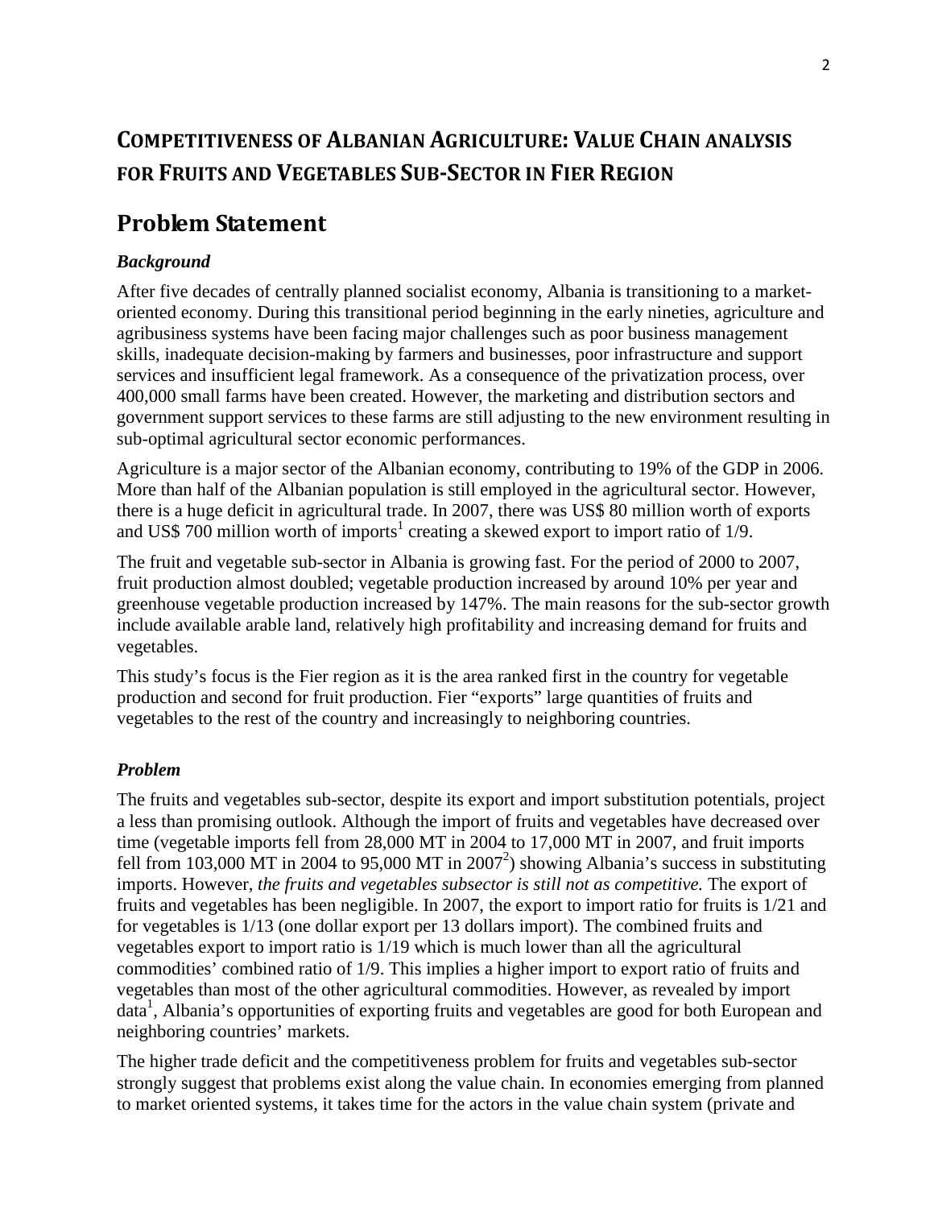# COMPETITIVENESS OF ALBANIAN AGRICULTURE: VALUE CHAIN ANALYSIS FOR FRUITS AND VEGETABLES SUB-SECTOR IN FIER REGION

## Problem Statement

### *Background*

After five decades of centrally planned socialist economy, Albania is transitioning to a market-oriented economy. During this transitional period beginning in the early nineties, agriculture and agribusiness systems have been facing major challenges such as poor business management skills, inadequate decision-making by farmers and businesses, poor infrastructure and support services and insufficient legal framework. As a consequence of the privatization process, over 400,000 small farms have been created. However, the marketing and distribution sectors and government support services to these farms are still adjusting to the new environment resulting in sub-optimal agricultural sector economic performances.

Agriculture is a major sector of the Albanian economy, contributing to 19% of the GDP in 2006. More than half of the Albanian population is still employed in the agricultural sector. However, there is a huge deficit in agricultural trade. In 2007, there was US$ 80 million worth of exports and US$ 700 million worth of imports[1] creating a skewed export to import ratio of 1/9.

The fruit and vegetable sub-sector in Albania is growing fast. For the period of 2000 to 2007, fruit production almost doubled; vegetable production increased by around 10% per year and greenhouse vegetable production increased by 147%. The main reasons for the sub-sector growth include available arable land, relatively high profitability and increasing demand for fruits and vegetables.

This study's focus is the Fier region as it is the area ranked first in the country for vegetable production and second for fruit production. Fier "exports" large quantities of fruits and vegetables to the rest of the country and increasingly to neighboring countries.

### *Problem*

The fruits and vegetables sub-sector, despite its export and import substitution potentials, project a less than promising outlook. Although the import of fruits and vegetables have decreased over time (vegetable imports fell from 28,000 MT in 2004 to 17,000 MT in 2007, and fruit imports fell from 103,000 MT in 2004 to 95,000 MT in 2007[2]) showing Albania's success in substituting imports. However, *the fruits and vegetables subsector is still not as competitive.* The export of fruits and vegetables has been negligible. In 2007, the export to import ratio for fruits is 1/21 and for vegetables is 1/13 (one dollar export per 13 dollars import). The combined fruits and vegetables export to import ratio is 1/19 which is much lower than all the agricultural commodities' combined ratio of 1/9. This implies a higher import to export ratio of fruits and vegetables than most of the other agricultural commodities. However, as revealed by import data[1], Albania's opportunities of exporting fruits and vegetables are good for both European and neighboring countries' markets.

The higher trade deficit and the competitiveness problem for fruits and vegetables sub-sector strongly suggest that problems exist along the value chain. In economies emerging from planned to market oriented systems, it takes time for the actors in the value chain system (private and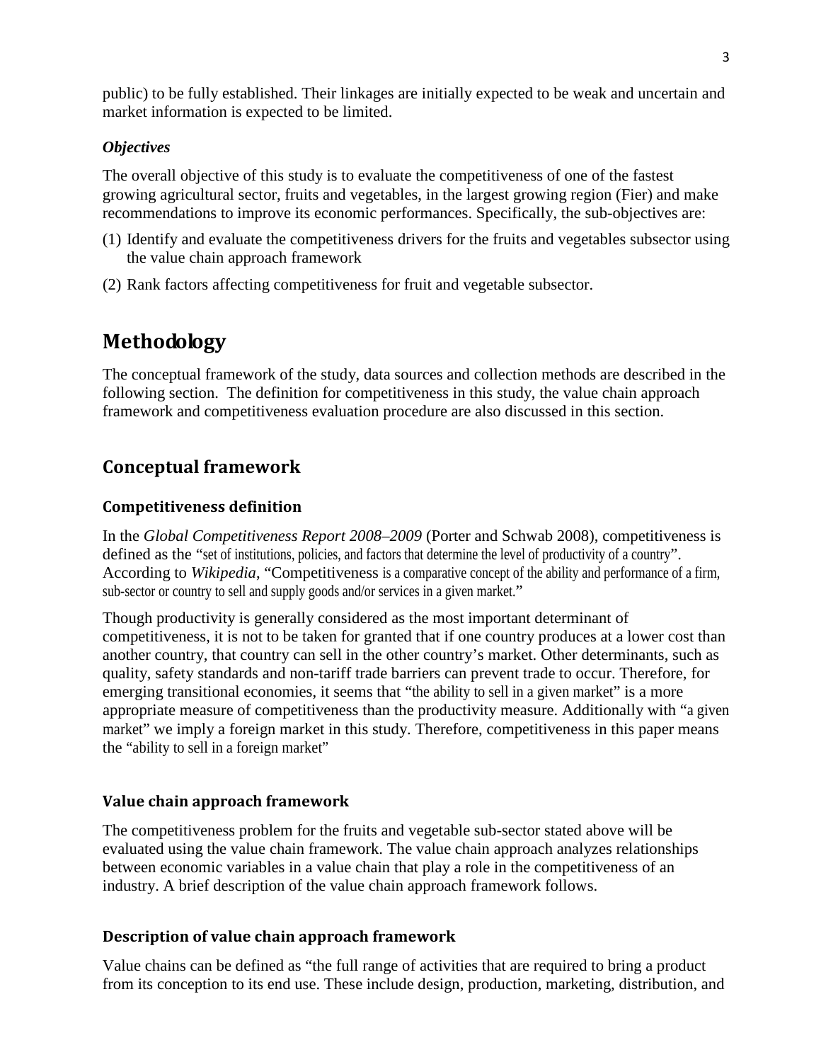public) to be fully established. Their linkages are initially expected to be weak and uncertain and market information is expected to be limited.

### *Objectives*

The overall objective of this study is to evaluate the competitiveness of one of the fastest growing agricultural sector, fruits and vegetables, in the largest growing region (Fier) and make recommendations to improve its economic performances. Specifically, the sub-objectives are:

(1) Identify and evaluate the competitiveness drivers for the fruits and vegetables subsector using the value chain approach framework

(2) Rank factors affecting competitiveness for fruit and vegetable subsector.

# Methodology

The conceptual framework of the study, data sources and collection methods are described in the following section. The definition for competitiveness in this study, the value chain approach framework and competitiveness evaluation procedure are also discussed in this section.

## Conceptual framework

### Competitiveness definition

In the *Global Competitiveness Report 2008–2009* (Porter and Schwab 2008), competitiveness is defined as the "set of institutions, policies, and factors that determine the level of productivity of a country". According to *Wikipedia*, "Competitiveness is a comparative concept of the ability and performance of a firm, sub-sector or country to sell and supply goods and/or services in a given market."

Though productivity is generally considered as the most important determinant of competitiveness, it is not to be taken for granted that if one country produces at a lower cost than another country, that country can sell in the other country's market. Other determinants, such as quality, safety standards and non-tariff trade barriers can prevent trade to occur. Therefore, for emerging transitional economies, it seems that "the ability to sell in a given market" is a more appropriate measure of competitiveness than the productivity measure. Additionally with "a given market" we imply a foreign market in this study. Therefore, competitiveness in this paper means the "ability to sell in a foreign market"

### Value chain approach framework

The competitiveness problem for the fruits and vegetable sub-sector stated above will be evaluated using the value chain framework. The value chain approach analyzes relationships between economic variables in a value chain that play a role in the competitiveness of an industry. A brief description of the value chain approach framework follows.

### Description of value chain approach framework

Value chains can be defined as "the full range of activities that are required to bring a product from its conception to its end use. These include design, production, marketing, distribution, and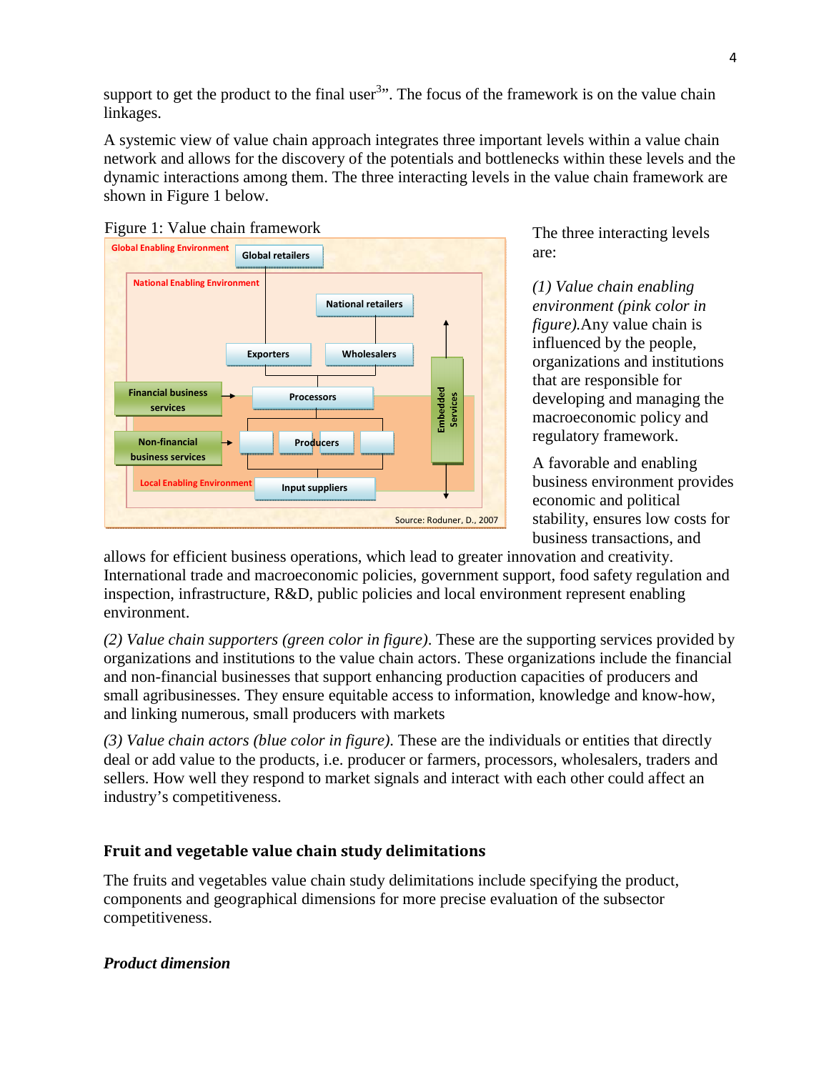support to get the product to the final user[3]". The focus of the framework is on the value chain linkages.

A systemic view of value chain approach integrates three important levels within a value chain network and allows for the discovery of the potentials and bottlenecks within these levels and the dynamic interactions among them. The three interacting levels in the value chain framework are shown in Figure 1 below.

Figure 1: Value chain framework

Global Enabling Environment | Global retailers | National Enabling Environment | National retailers | Exporters | Wholesalers | Financial business services | Processors | Embedded Services | Non-financial business services | Producers | Local Enabling Environment | Input suppliers

Source: Roduner, D., 2007

The three interacting levels are:

*(1) Value chain enabling environment (pink color in figure).* Any value chain is influenced by the people, organizations and institutions that are responsible for developing and managing the macroeconomic policy and regulatory framework.

A favorable and enabling business environment provides economic and political stability, ensures low costs for business transactions, and allows for efficient business operations, which lead to greater innovation and creativity. International trade and macroeconomic policies, government support, food safety regulation and inspection, infrastructure, R&D, public policies and local environment represent enabling environment.

*(2) Value chain supporters (green color in figure).* These are the supporting services provided by organizations and institutions to the value chain actors. These organizations include the financial and non-financial businesses that support enhancing production capacities of producers and small agribusinesses. They ensure equitable access to information, knowledge and know-how, and linking numerous, small producers with markets

*(3) Value chain actors (blue color in figure).* These are the individuals or entities that directly deal or add value to the products, i.e. producer or farmers, processors, wholesalers, traders and sellers. How well they respond to market signals and interact with each other could affect an industry's competitiveness.

## Fruit and vegetable value chain study delimitations

The fruits and vegetables value chain study delimitations include specifying the product, components and geographical dimensions for more precise evaluation of the subsector competitiveness.

### *Product dimension*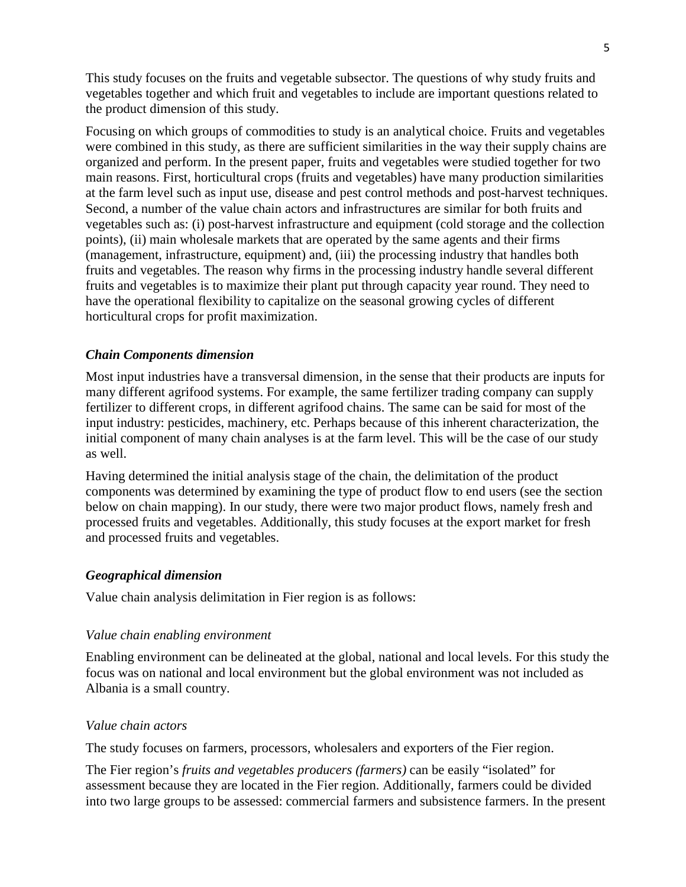This study focuses on the fruits and vegetable subsector. The questions of why study fruits and vegetables together and which fruit and vegetables to include are important questions related to the product dimension of this study.

Focusing on which groups of commodities to study is an analytical choice. Fruits and vegetables were combined in this study, as there are sufficient similarities in the way their supply chains are organized and perform. In the present paper, fruits and vegetables were studied together for two main reasons. First, horticultural crops (fruits and vegetables) have many production similarities at the farm level such as input use, disease and pest control methods and post-harvest techniques. Second, a number of the value chain actors and infrastructures are similar for both fruits and vegetables such as: (i) post-harvest infrastructure and equipment (cold storage and the collection points), (ii) main wholesale markets that are operated by the same agents and their firms (management, infrastructure, equipment) and, (iii) the processing industry that handles both fruits and vegetables. The reason why firms in the processing industry handle several different fruits and vegetables is to maximize their plant put through capacity year round. They need to have the operational flexibility to capitalize on the seasonal growing cycles of different horticultural crops for profit maximization.

### *Chain Components dimension*

Most input industries have a transversal dimension, in the sense that their products are inputs for many different agrifood systems. For example, the same fertilizer trading company can supply fertilizer to different crops, in different agrifood chains. The same can be said for most of the input industry: pesticides, machinery, etc. Perhaps because of this inherent characterization, the initial component of many chain analyses is at the farm level. This will be the case of our study as well.

Having determined the initial analysis stage of the chain, the delimitation of the product components was determined by examining the type of product flow to end users (see the section below on chain mapping). In our study, there were two major product flows, namely fresh and processed fruits and vegetables. Additionally, this study focuses at the export market for fresh and processed fruits and vegetables.

### *Geographical dimension*

Value chain analysis delimitation in Fier region is as follows:

#### *Value chain enabling environment*

Enabling environment can be delineated at the global, national and local levels. For this study the focus was on national and local environment but the global environment was not included as Albania is a small country.

#### *Value chain actors*

The study focuses on farmers, processors, wholesalers and exporters of the Fier region.

The Fier region's *fruits and vegetables producers (farmers)* can be easily "isolated" for assessment because they are located in the Fier region. Additionally, farmers could be divided into two large groups to be assessed: commercial farmers and subsistence farmers. In the present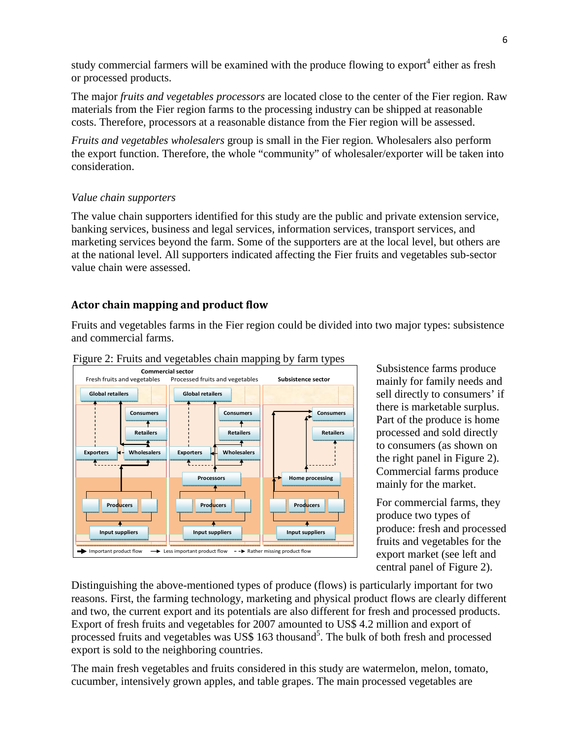study commercial farmers will be examined with the produce flowing to export[4] either as fresh or processed products.

The major *fruits and vegetables processors* are located close to the center of the Fier region. Raw materials from the Fier region farms to the processing industry can be shipped at reasonable costs. Therefore, processors at a reasonable distance from the Fier region will be assessed.

*Fruits and vegetables wholesalers* group is small in the Fier region. Wholesalers also perform the export function. Therefore, the whole "community" of wholesaler/exporter will be taken into consideration.

*Value chain supporters*

The value chain supporters identified for this study are the public and private extension service, banking services, business and legal services, information services, transport services, and marketing services beyond the farm. Some of the supporters are at the local level, but others are at the national level. All supporters indicated affecting the Fier fruits and vegetables sub-sector value chain were assessed.

## Actor chain mapping and product flow

Fruits and vegetables farms in the Fier region could be divided into two major types: subsistence and commercial farms.

Figure 2: Fruits and vegetables chain mapping by farm types

Subsistence farms produce mainly for family needs and sell directly to consumers' if there is marketable surplus. Part of the produce is home processed and sold directly to consumers (as shown on the right panel in Figure 2). Commercial farms produce mainly for the market.

For commercial farms, they produce two types of produce: fresh and processed fruits and vegetables for the export market (see left and central panel of Figure 2).

Distinguishing the above-mentioned types of produce (flows) is particularly important for two reasons. First, the farming technology, marketing and physical product flows are clearly different and two, the current export and its potentials are also different for fresh and processed products. Export of fresh fruits and vegetables for 2007 amounted to US$ 4.2 million and export of processed fruits and vegetables was US$ 163 thousand[5]. The bulk of both fresh and processed export is sold to the neighboring countries.

The main fresh vegetables and fruits considered in this study are watermelon, melon, tomato, cucumber, intensively grown apples, and table grapes. The main processed vegetables are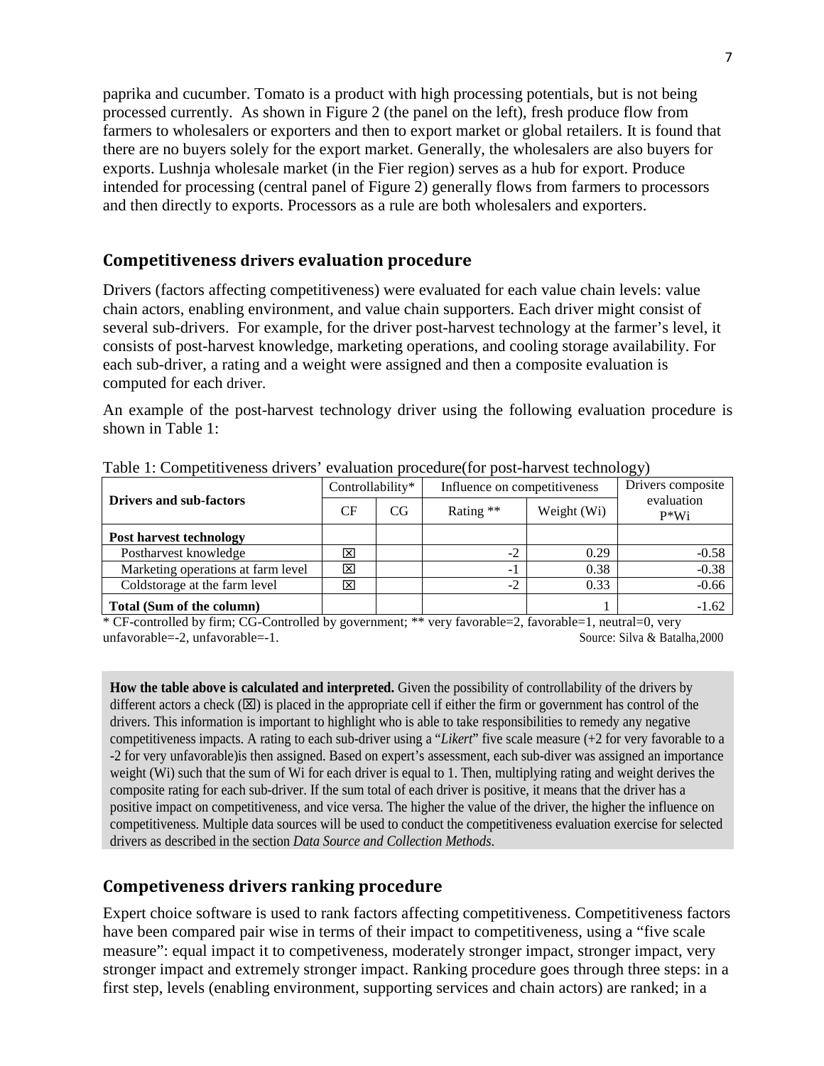paprika and cucumber. Tomato is a product with high processing potentials, but is not being processed currently. As shown in Figure 2 (the panel on the left), fresh produce flow from farmers to wholesalers or exporters and then to export market or global retailers. It is found that there are no buyers solely for the export market. Generally, the wholesalers are also buyers for exports. Lushnja wholesale market (in the Fier region) serves as a hub for export. Produce intended for processing (central panel of Figure 2) generally flows from farmers to processors and then directly to exports. Processors as a rule are both wholesalers and exporters.

## Competitiveness drivers evaluation procedure

Drivers (factors affecting competitiveness) were evaluated for each value chain levels: value chain actors, enabling environment, and value chain supporters. Each driver might consist of several sub-drivers. For example, for the driver post-harvest technology at the farmer's level, it consists of post-harvest knowledge, marketing operations, and cooling storage availability. For each sub-driver, a rating and a weight were assigned and then a composite evaluation is computed for each driver.

An example of the post-harvest technology driver using the following evaluation procedure is shown in Table 1:

Table 1: Competitiveness drivers' evaluation procedure(for post-harvest technology)

| Drivers and sub-factors | Controllability* | | Influence on competitiveness | | Drivers composite evaluation P*Wi |
|---|---|---|---|---|---|
| | CF | CG | Rating ** | Weight (Wi) | |
| **Post harvest technology** | | | | | |
| Postharvest knowledge | ☒ | | -2 | 0.29 | -0.58 |
| Marketing operations at farm level | ☒ | | -1 | 0.38 | -0.38 |
| Coldstorage at the farm level | ☒ | | -2 | 0.33 | -0.66 |
| **Total (Sum of the column)** | | | | 1 | -1.62 |

\* CF-controlled by firm; CG-Controlled by government; ** very favorable=2, favorable=1, neutral=0, very unfavorable=-2, unfavorable=-1. Source: Silva & Batalha,2000

**How the table above is calculated and interpreted.** Given the possibility of controllability of the drivers by different actors a check (☒) is placed in the appropriate cell if either the firm or government has control of the drivers. This information is important to highlight who is able to take responsibilities to remedy any negative competitiveness impacts. A rating to each sub-driver using a "*Likert*" five scale measure (+2 for very favorable to a -2 for very unfavorable)is then assigned. Based on expert's assessment, each sub-diver was assigned an importance weight (Wi) such that the sum of Wi for each driver is equal to 1. Then, multiplying rating and weight derives the composite rating for each sub-driver. If the sum total of each driver is positive, it means that the driver has a positive impact on competitiveness, and vice versa. The higher the value of the driver, the higher the influence on competitiveness. Multiple data sources will be used to conduct the competitiveness evaluation exercise for selected drivers as described in the section *Data Source and Collection Methods*.

## Competiveness drivers ranking procedure

Expert choice software is used to rank factors affecting competitiveness. Competitiveness factors have been compared pair wise in terms of their impact to competitiveness, using a "five scale measure": equal impact it to competiveness, moderately stronger impact, stronger impact, very stronger impact and extremely stronger impact. Ranking procedure goes through three steps: in a first step, levels (enabling environment, supporting services and chain actors) are ranked; in a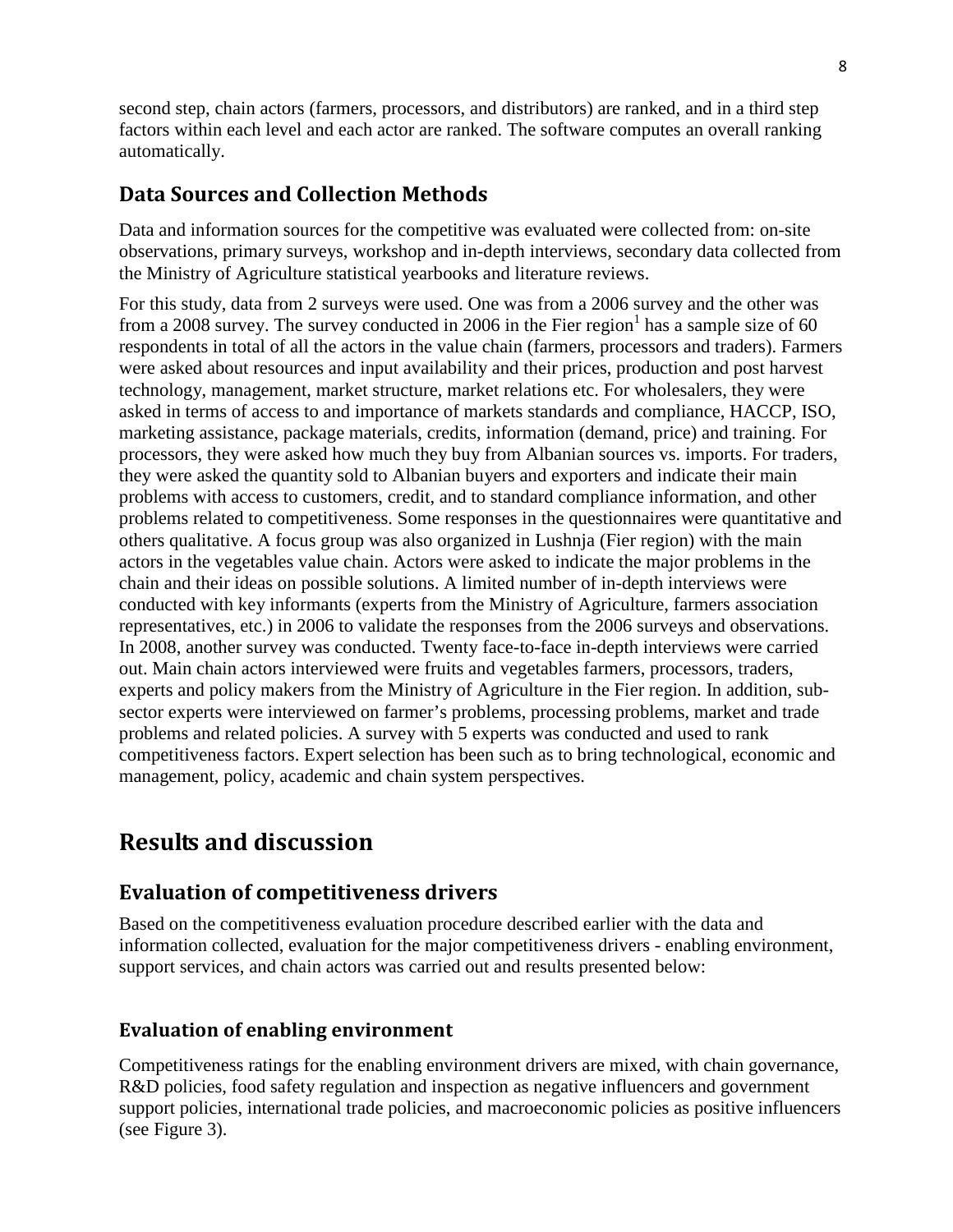second step, chain actors (farmers, processors, and distributors) are ranked, and in a third step factors within each level and each actor are ranked. The software computes an overall ranking automatically.

## Data Sources and Collection Methods

Data and information sources for the competitive was evaluated were collected from: on-site observations, primary surveys, workshop and in-depth interviews, secondary data collected from the Ministry of Agriculture statistical yearbooks and literature reviews.

For this study, data from 2 surveys were used. One was from a 2006 survey and the other was from a 2008 survey. The survey conducted in 2006 in the Fier region[1] has a sample size of 60 respondents in total of all the actors in the value chain (farmers, processors and traders). Farmers were asked about resources and input availability and their prices, production and post harvest technology, management, market structure, market relations etc. For wholesalers, they were asked in terms of access to and importance of markets standards and compliance, HACCP, ISO, marketing assistance, package materials, credits, information (demand, price) and training. For processors, they were asked how much they buy from Albanian sources vs. imports. For traders, they were asked the quantity sold to Albanian buyers and exporters and indicate their main problems with access to customers, credit, and to standard compliance information, and other problems related to competitiveness. Some responses in the questionnaires were quantitative and others qualitative. A focus group was also organized in Lushnja (Fier region) with the main actors in the vegetables value chain. Actors were asked to indicate the major problems in the chain and their ideas on possible solutions. A limited number of in-depth interviews were conducted with key informants (experts from the Ministry of Agriculture, farmers association representatives, etc.) in 2006 to validate the responses from the 2006 surveys and observations. In 2008, another survey was conducted. Twenty face-to-face in-depth interviews were carried out. Main chain actors interviewed were fruits and vegetables farmers, processors, traders, experts and policy makers from the Ministry of Agriculture in the Fier region. In addition, sub-sector experts were interviewed on farmer's problems, processing problems, market and trade problems and related policies. A survey with 5 experts was conducted and used to rank competitiveness factors. Expert selection has been such as to bring technological, economic and management, policy, academic and chain system perspectives.

# Results and discussion

## Evaluation of competitiveness drivers

Based on the competitiveness evaluation procedure described earlier with the data and information collected, evaluation for the major competitiveness drivers - enabling environment, support services, and chain actors was carried out and results presented below:

### Evaluation of enabling environment

Competitiveness ratings for the enabling environment drivers are mixed, with chain governance, R&D policies, food safety regulation and inspection as negative influencers and government support policies, international trade policies, and macroeconomic policies as positive influencers (see Figure 3).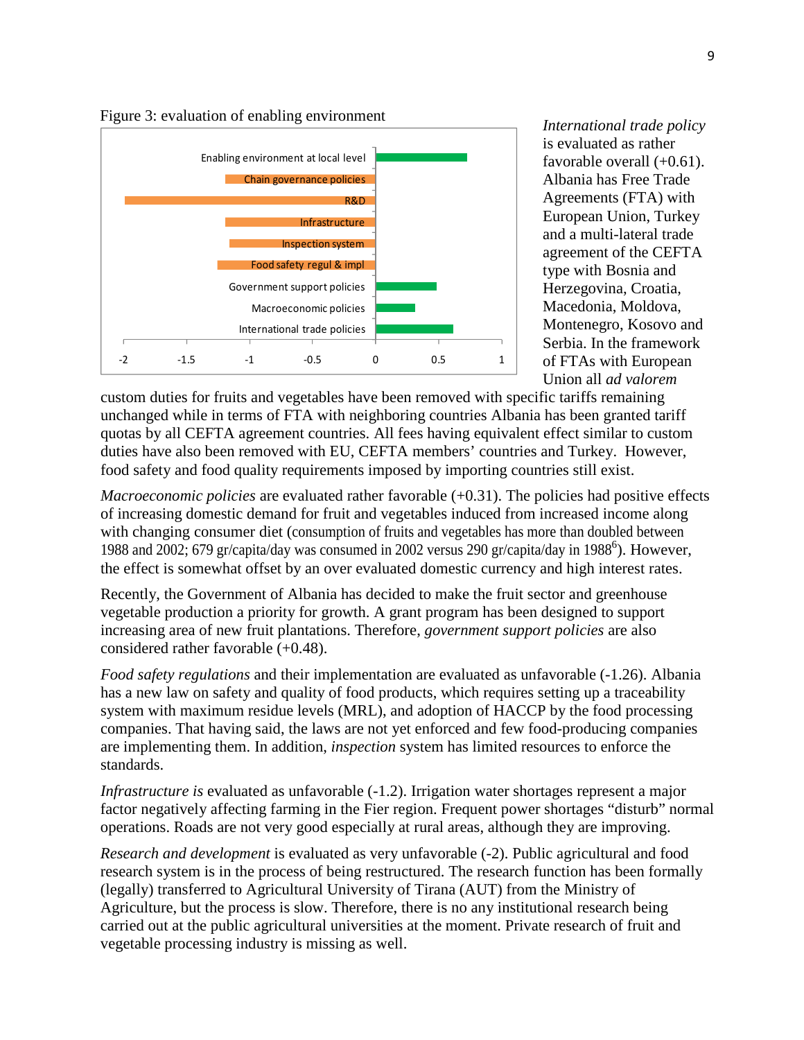Figure 3: evaluation of enabling environment

*International trade policy* is evaluated as rather favorable overall (+0.61). Albania has Free Trade Agreements (FTA) with European Union, Turkey and a multi-lateral trade agreement of the CEFTA type with Bosnia and Herzegovina, Croatia, Macedonia, Moldova, Montenegro, Kosovo and Serbia. In the framework of FTAs with European Union all *ad valorem* custom duties for fruits and vegetables have been removed with specific tariffs remaining unchanged while in terms of FTA with neighboring countries Albania has been granted tariff quotas by all CEFTA agreement countries. All fees having equivalent effect similar to custom duties have also been removed with EU, CEFTA members' countries and Turkey. However, food safety and food quality requirements imposed by importing countries still exist.

*Macroeconomic policies* are evaluated rather favorable (+0.31). The policies had positive effects of increasing domestic demand for fruit and vegetables induced from increased income along with changing consumer diet (consumption of fruits and vegetables has more than doubled between 1988 and 2002; 679 gr/capita/day was consumed in 2002 versus 290 gr/capita/day in 1988[6]). However, the effect is somewhat offset by an over evaluated domestic currency and high interest rates.

Recently, the Government of Albania has decided to make the fruit sector and greenhouse vegetable production a priority for growth. A grant program has been designed to support increasing area of new fruit plantations. Therefore, *government support policies* are also considered rather favorable (+0.48).

*Food safety regulations* and their implementation are evaluated as unfavorable (-1.26). Albania has a new law on safety and quality of food products, which requires setting up a traceability system with maximum residue levels (MRL), and adoption of HACCP by the food processing companies. That having said, the laws are not yet enforced and few food-producing companies are implementing them. In addition, *inspection* system has limited resources to enforce the standards.

*Infrastructure is* evaluated as unfavorable (-1.2). Irrigation water shortages represent a major factor negatively affecting farming in the Fier region. Frequent power shortages "disturb" normal operations. Roads are not very good especially at rural areas, although they are improving.

*Research and development* is evaluated as very unfavorable (-2). Public agricultural and food research system is in the process of being restructured. The research function has been formally (legally) transferred to Agricultural University of Tirana (AUT) from the Ministry of Agriculture, but the process is slow. Therefore, there is no any institutional research being carried out at the public agricultural universities at the moment. Private research of fruit and vegetable processing industry is missing as well.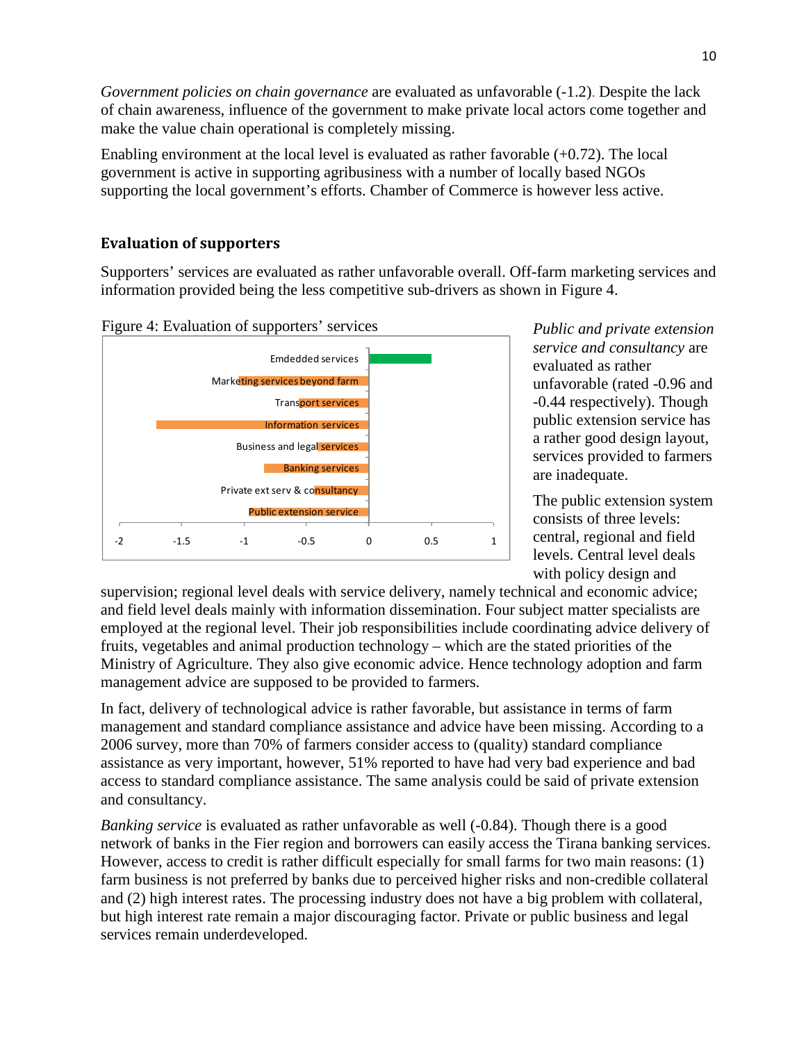*Government policies on chain governance* are evaluated as unfavorable (-1.2). Despite the lack of chain awareness, influence of the government to make private local actors come together and make the value chain operational is completely missing.

Enabling environment at the local level is evaluated as rather favorable (+0.72). The local government is active in supporting agribusiness with a number of locally based NGOs supporting the local government's efforts. Chamber of Commerce is however less active.

### Evaluation of supporters

Supporters' services are evaluated as rather unfavorable overall. Off-farm marketing services and information provided being the less competitive sub-drivers as shown in Figure 4.

Figure 4: Evaluation of supporters' services

*Public and private extension service and consultancy* are evaluated as rather unfavorable (rated -0.96 and -0.44 respectively). Though public extension service has a rather good design layout, services provided to farmers are inadequate.

The public extension system consists of three levels: central, regional and field levels. Central level deals with policy design and supervision; regional level deals with service delivery, namely technical and economic advice; and field level deals mainly with information dissemination. Four subject matter specialists are employed at the regional level. Their job responsibilities include coordinating advice delivery of fruits, vegetables and animal production technology – which are the stated priorities of the Ministry of Agriculture. They also give economic advice. Hence technology adoption and farm management advice are supposed to be provided to farmers.

In fact, delivery of technological advice is rather favorable, but assistance in terms of farm management and standard compliance assistance and advice have been missing. According to a 2006 survey, more than 70% of farmers consider access to (quality) standard compliance assistance as very important, however, 51% reported to have had very bad experience and bad access to standard compliance assistance. The same analysis could be said of private extension and consultancy.

*Banking service* is evaluated as rather unfavorable as well (-0.84). Though there is a good network of banks in the Fier region and borrowers can easily access the Tirana banking services. However, access to credit is rather difficult especially for small farms for two main reasons: (1) farm business is not preferred by banks due to perceived higher risks and non-credible collateral and (2) high interest rates. The processing industry does not have a big problem with collateral, but high interest rate remain a major discouraging factor. Private or public business and legal services remain underdeveloped.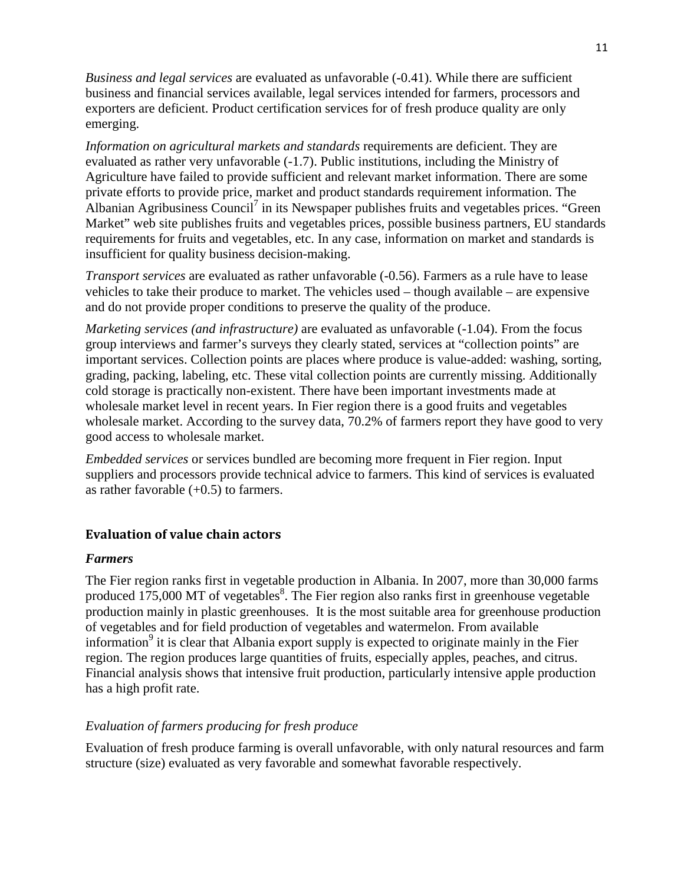*Business and legal services* are evaluated as unfavorable (-0.41). While there are sufficient business and financial services available, legal services intended for farmers, processors and exporters are deficient. Product certification services for of fresh produce quality are only emerging.

*Information on agricultural markets and standards* requirements are deficient. They are evaluated as rather very unfavorable (-1.7). Public institutions, including the Ministry of Agriculture have failed to provide sufficient and relevant market information. There are some private efforts to provide price, market and product standards requirement information. The Albanian Agribusiness Council[7] in its Newspaper publishes fruits and vegetables prices. "Green Market" web site publishes fruits and vegetables prices, possible business partners, EU standards requirements for fruits and vegetables, etc. In any case, information on market and standards is insufficient for quality business decision-making.

*Transport services* are evaluated as rather unfavorable (-0.56). Farmers as a rule have to lease vehicles to take their produce to market. The vehicles used – though available – are expensive and do not provide proper conditions to preserve the quality of the produce.

*Marketing services (and infrastructure)* are evaluated as unfavorable (-1.04). From the focus group interviews and farmer's surveys they clearly stated, services at "collection points" are important services. Collection points are places where produce is value-added: washing, sorting, grading, packing, labeling, etc. These vital collection points are currently missing. Additionally cold storage is practically non-existent. There have been important investments made at wholesale market level in recent years. In Fier region there is a good fruits and vegetables wholesale market. According to the survey data, 70.2% of farmers report they have good to very good access to wholesale market.

*Embedded services* or services bundled are becoming more frequent in Fier region. Input suppliers and processors provide technical advice to farmers. This kind of services is evaluated as rather favorable (+0.5) to farmers.

## Evaluation of value chain actors

### *Farmers*

The Fier region ranks first in vegetable production in Albania. In 2007, more than 30,000 farms produced 175,000 MT of vegetables[8]. The Fier region also ranks first in greenhouse vegetable production mainly in plastic greenhouses. It is the most suitable area for greenhouse production of vegetables and for field production of vegetables and watermelon. From available information[9] it is clear that Albania export supply is expected to originate mainly in the Fier region. The region produces large quantities of fruits, especially apples, peaches, and citrus. Financial analysis shows that intensive fruit production, particularly intensive apple production has a high profit rate.

### *Evaluation of farmers producing for fresh produce*

Evaluation of fresh produce farming is overall unfavorable, with only natural resources and farm structure (size) evaluated as very favorable and somewhat favorable respectively.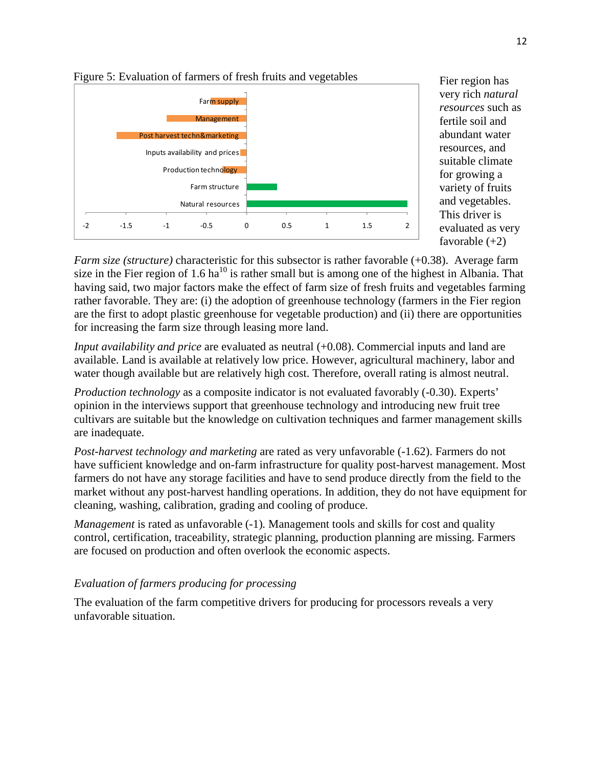Figure 5: Evaluation of farmers of fresh fruits and vegetables

Fier region has very rich *natural resources* such as fertile soil and abundant water resources, and suitable climate for growing a variety of fruits and vegetables. This driver is evaluated as very favorable (+2)

*Farm size (structure)* characteristic for this subsector is rather favorable (+0.38). Average farm size in the Fier region of 1.6 ha[10] is rather small but is among one of the highest in Albania. That having said, two major factors make the effect of farm size of fresh fruits and vegetables farming rather favorable. They are: (i) the adoption of greenhouse technology (farmers in the Fier region are the first to adopt plastic greenhouse for vegetable production) and (ii) there are opportunities for increasing the farm size through leasing more land.

*Input availability and price* are evaluated as neutral (+0.08). Commercial inputs and land are available. Land is available at relatively low price. However, agricultural machinery, labor and water though available but are relatively high cost. Therefore, overall rating is almost neutral.

*Production technology* as a composite indicator is not evaluated favorably (-0.30). Experts' opinion in the interviews support that greenhouse technology and introducing new fruit tree cultivars are suitable but the knowledge on cultivation techniques and farmer management skills are inadequate.

*Post-harvest technology and marketing* are rated as very unfavorable (-1.62). Farmers do not have sufficient knowledge and on-farm infrastructure for quality post-harvest management. Most farmers do not have any storage facilities and have to send produce directly from the field to the market without any post-harvest handling operations. In addition, they do not have equipment for cleaning, washing, calibration, grading and cooling of produce.

*Management* is rated as unfavorable (-1). Management tools and skills for cost and quality control, certification, traceability, strategic planning, production planning are missing. Farmers are focused on production and often overlook the economic aspects.

*Evaluation of farmers producing for processing*

The evaluation of the farm competitive drivers for producing for processors reveals a very unfavorable situation.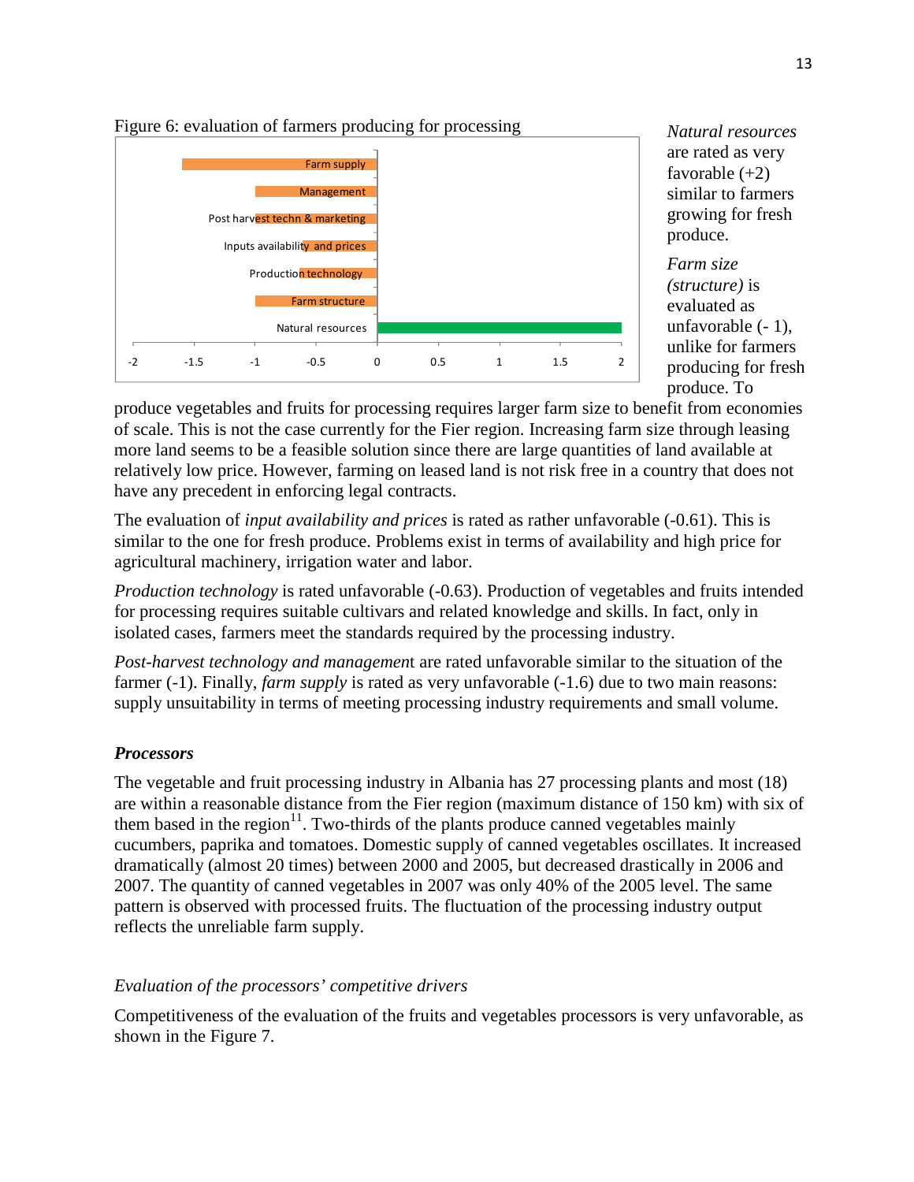Figure 6: evaluation of farmers producing for processing

*Natural resources* are rated as very favorable (+2) similar to farmers growing for fresh produce.

*Farm size (structure)* is evaluated as unfavorable (- 1), unlike for farmers producing for fresh produce. To produce vegetables and fruits for processing requires larger farm size to benefit from economies of scale. This is not the case currently for the Fier region. Increasing farm size through leasing more land seems to be a feasible solution since there are large quantities of land available at relatively low price. However, farming on leased land is not risk free in a country that does not have any precedent in enforcing legal contracts.

The evaluation of *input availability and prices* is rated as rather unfavorable (-0.61). This is similar to the one for fresh produce. Problems exist in terms of availability and high price for agricultural machinery, irrigation water and labor.

*Production technology* is rated unfavorable (-0.63). Production of vegetables and fruits intended for processing requires suitable cultivars and related knowledge and skills. In fact, only in isolated cases, farmers meet the standards required by the processing industry.

*Post-harvest technology and management* are rated unfavorable similar to the situation of the farmer (-1). Finally, *farm supply* is rated as very unfavorable (-1.6) due to two main reasons: supply unsuitability in terms of meeting processing industry requirements and small volume.

***Processors***

The vegetable and fruit processing industry in Albania has 27 processing plants and most (18) are within a reasonable distance from the Fier region (maximum distance of 150 km) with six of them based in the region[11]. Two-thirds of the plants produce canned vegetables mainly cucumbers, paprika and tomatoes. Domestic supply of canned vegetables oscillates. It increased dramatically (almost 20 times) between 2000 and 2005, but decreased drastically in 2006 and 2007. The quantity of canned vegetables in 2007 was only 40% of the 2005 level. The same pattern is observed with processed fruits. The fluctuation of the processing industry output reflects the unreliable farm supply.

*Evaluation of the processors' competitive drivers*

Competitiveness of the evaluation of the fruits and vegetables processors is very unfavorable, as shown in the Figure 7.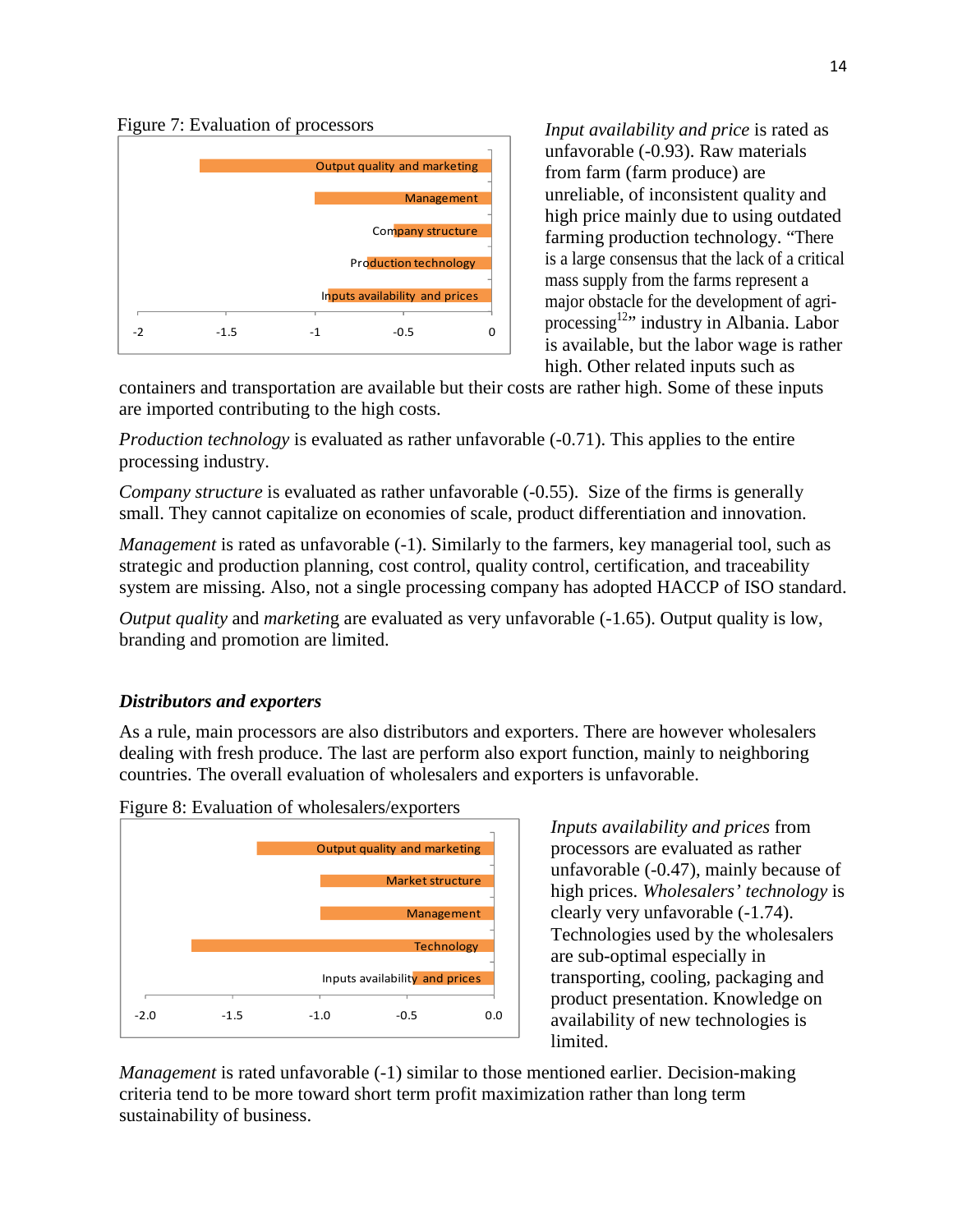Figure 7: Evaluation of processors

*Input availability and price* is rated as unfavorable (-0.93). Raw materials from farm (farm produce) are unreliable, of inconsistent quality and high price mainly due to using outdated farming production technology. "There is a large consensus that the lack of a critical mass supply from the farms represent a major obstacle for the development of agri-processing[12]" industry in Albania. Labor is available, but the labor wage is rather high. Other related inputs such as containers and transportation are available but their costs are rather high. Some of these inputs are imported contributing to the high costs.

*Production technology* is evaluated as rather unfavorable (-0.71). This applies to the entire processing industry.

*Company structure* is evaluated as rather unfavorable (-0.55). Size of the firms is generally small. They cannot capitalize on economies of scale, product differentiation and innovation.

*Management* is rated as unfavorable (-1). Similarly to the farmers, key managerial tool, such as strategic and production planning, cost control, quality control, certification, and traceability system are missing. Also, not a single processing company has adopted HACCP of ISO standard.

*Output quality* and *marketing* are evaluated as very unfavorable (-1.65). Output quality is low, branding and promotion are limited.

### *Distributors and exporters*

As a rule, main processors are also distributors and exporters. There are however wholesalers dealing with fresh produce. The last are perform also export function, mainly to neighboring countries. The overall evaluation of wholesalers and exporters is unfavorable.

Figure 8: Evaluation of wholesalers/exporters

*Inputs availability and prices* from processors are evaluated as rather unfavorable (-0.47), mainly because of high prices. *Wholesalers' technology* is clearly very unfavorable (-1.74). Technologies used by the wholesalers are sub-optimal especially in transporting, cooling, packaging and product presentation. Knowledge on availability of new technologies is limited.

*Management* is rated unfavorable (-1) similar to those mentioned earlier. Decision-making criteria tend to be more toward short term profit maximization rather than long term sustainability of business.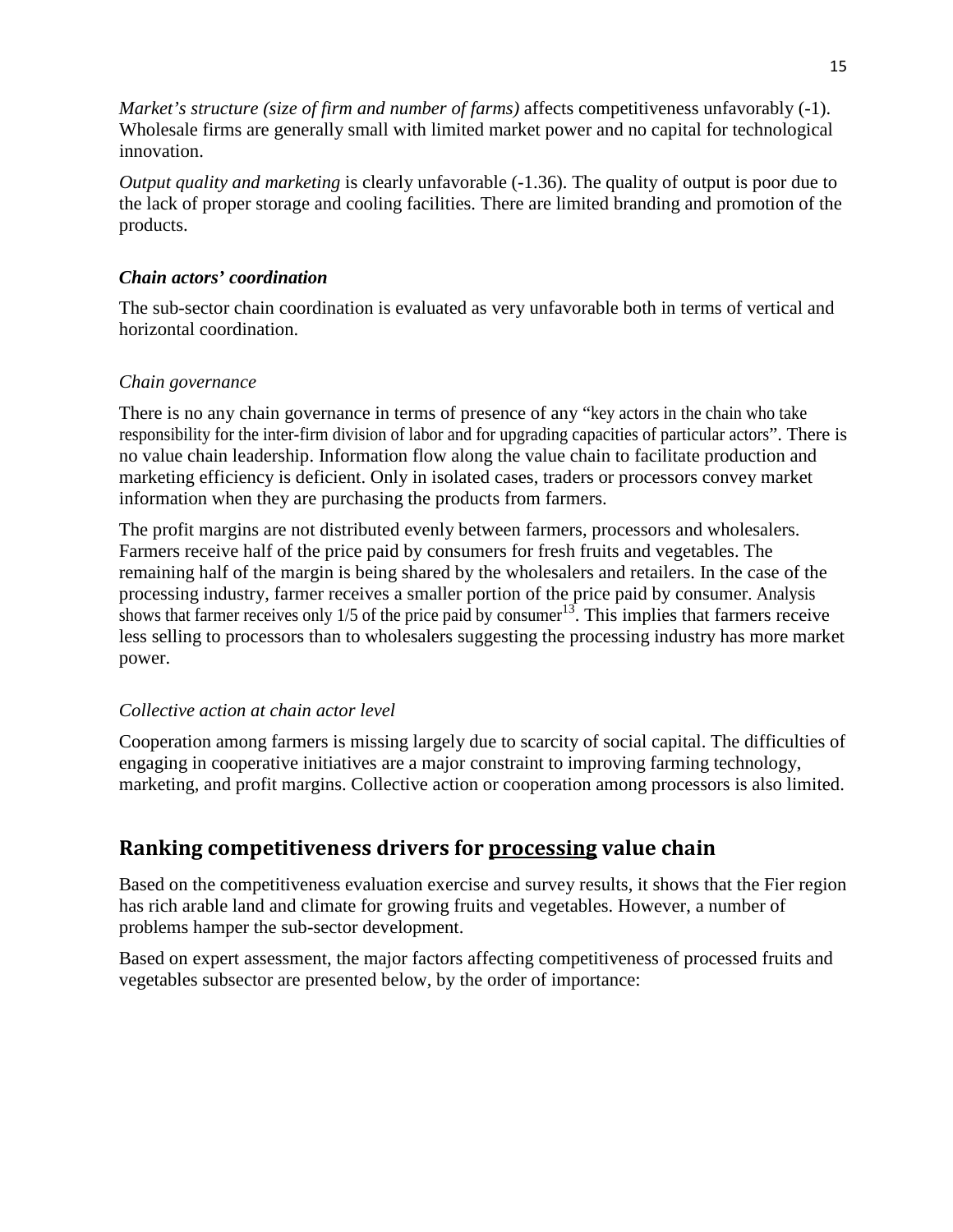*Market's structure (size of firm and number of farms)* affects competitiveness unfavorably (-1). Wholesale firms are generally small with limited market power and no capital for technological innovation.

*Output quality and marketing* is clearly unfavorable (-1.36). The quality of output is poor due to the lack of proper storage and cooling facilities. There are limited branding and promotion of the products.

### *Chain actors' coordination*

The sub-sector chain coordination is evaluated as very unfavorable both in terms of vertical and horizontal coordination.

#### *Chain governance*

There is no any chain governance in terms of presence of any "key actors in the chain who take responsibility for the inter-firm division of labor and for upgrading capacities of particular actors". There is no value chain leadership. Information flow along the value chain to facilitate production and marketing efficiency is deficient. Only in isolated cases, traders or processors convey market information when they are purchasing the products from farmers.

The profit margins are not distributed evenly between farmers, processors and wholesalers. Farmers receive half of the price paid by consumers for fresh fruits and vegetables. The remaining half of the margin is being shared by the wholesalers and retailers. In the case of the processing industry, farmer receives a smaller portion of the price paid by consumer. Analysis shows that farmer receives only 1/5 of the price paid by consumer[13]. This implies that farmers receive less selling to processors than to wholesalers suggesting the processing industry has more market power.

#### *Collective action at chain actor level*

Cooperation among farmers is missing largely due to scarcity of social capital. The difficulties of engaging in cooperative initiatives are a major constraint to improving farming technology, marketing, and profit margins. Collective action or cooperation among processors is also limited.

## Ranking competitiveness drivers for processing value chain

Based on the competitiveness evaluation exercise and survey results, it shows that the Fier region has rich arable land and climate for growing fruits and vegetables. However, a number of problems hamper the sub-sector development.

Based on expert assessment, the major factors affecting competitiveness of processed fruits and vegetables subsector are presented below, by the order of importance: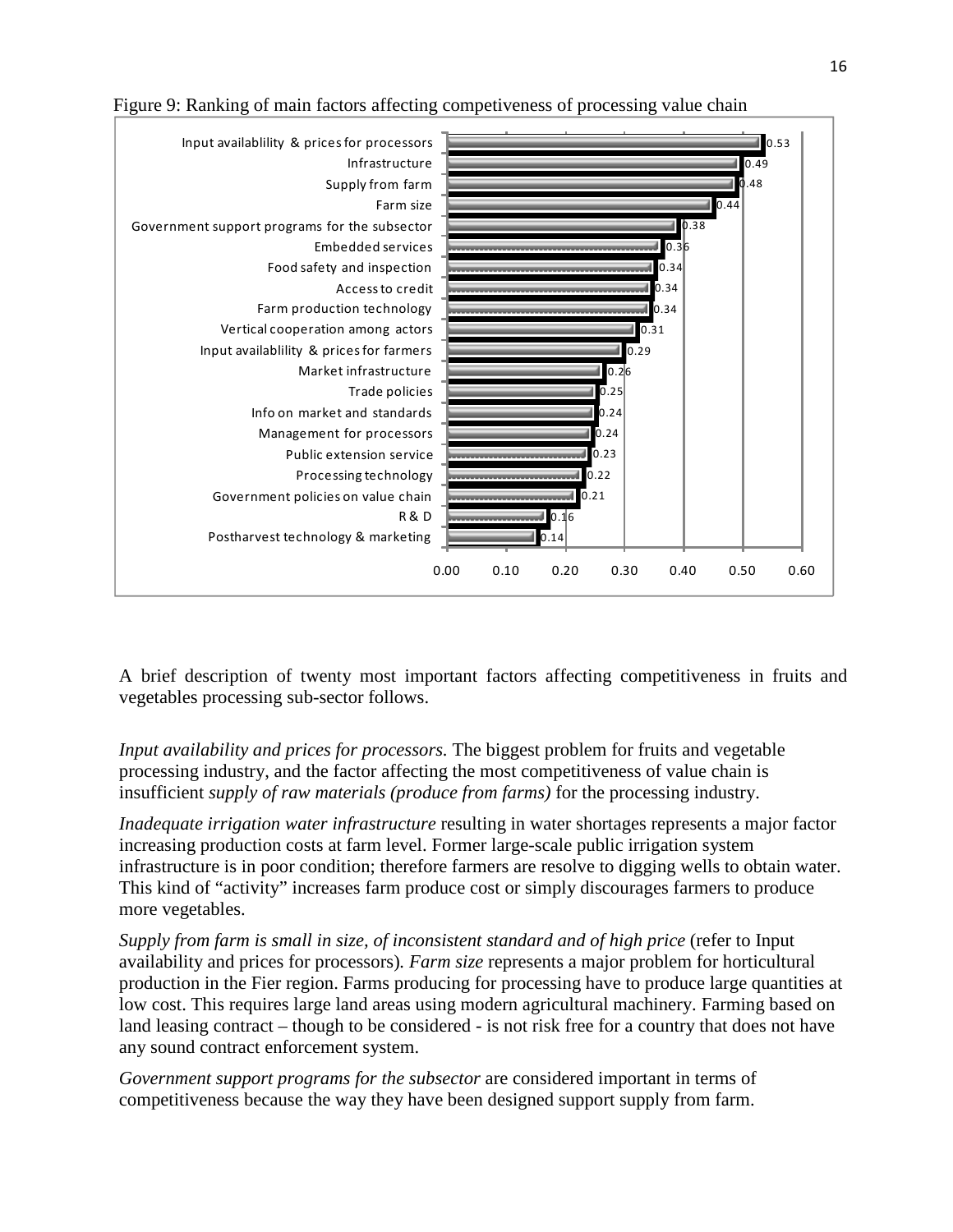Figure 9: Ranking of main factors affecting competiveness of processing value chain

| Factor | Value |
|---|---|
| Input availablility & prices for processors | 0.53 |
| Infrastructure | 0.49 |
| Supply from farm | 0.48 |
| Farm size | 0.44 |
| Government support programs for the subsector | 0.38 |
| Embedded services | 0.36 |
| Food safety and inspection | 0.34 |
| Access to credit | 0.34 |
| Farm production technology | 0.34 |
| Vertical cooperation among actors | 0.31 |
| Input availablility & prices for farmers | 0.29 |
| Market infrastructure | 0.26 |
| Trade policies | 0.25 |
| Info on market and standards | 0.24 |
| Management for processors | 0.24 |
| Public extension service | 0.23 |
| Processing technology | 0.22 |
| Government policies on value chain | 0.21 |
| R & D | 0.16 |
| Postharvest technology & marketing | 0.14 |

A brief description of twenty most important factors affecting competitiveness in fruits and vegetables processing sub-sector follows.

*Input availability and prices for processors.* The biggest problem for fruits and vegetable processing industry, and the factor affecting the most competitiveness of value chain is insufficient *supply of raw materials (produce from farms)* for the processing industry.

*Inadequate irrigation water infrastructure* resulting in water shortages represents a major factor increasing production costs at farm level. Former large-scale public irrigation system infrastructure is in poor condition; therefore farmers are resolve to digging wells to obtain water. This kind of "activity" increases farm produce cost or simply discourages farmers to produce more vegetables.

*Supply from farm is small in size, of inconsistent standard and of high price* (refer to Input availability and prices for processors). *Farm size* represents a major problem for horticultural production in the Fier region. Farms producing for processing have to produce large quantities at low cost. This requires large land areas using modern agricultural machinery. Farming based on land leasing contract – though to be considered - is not risk free for a country that does not have any sound contract enforcement system.

*Government support programs for the subsector* are considered important in terms of competitiveness because the way they have been designed support supply from farm.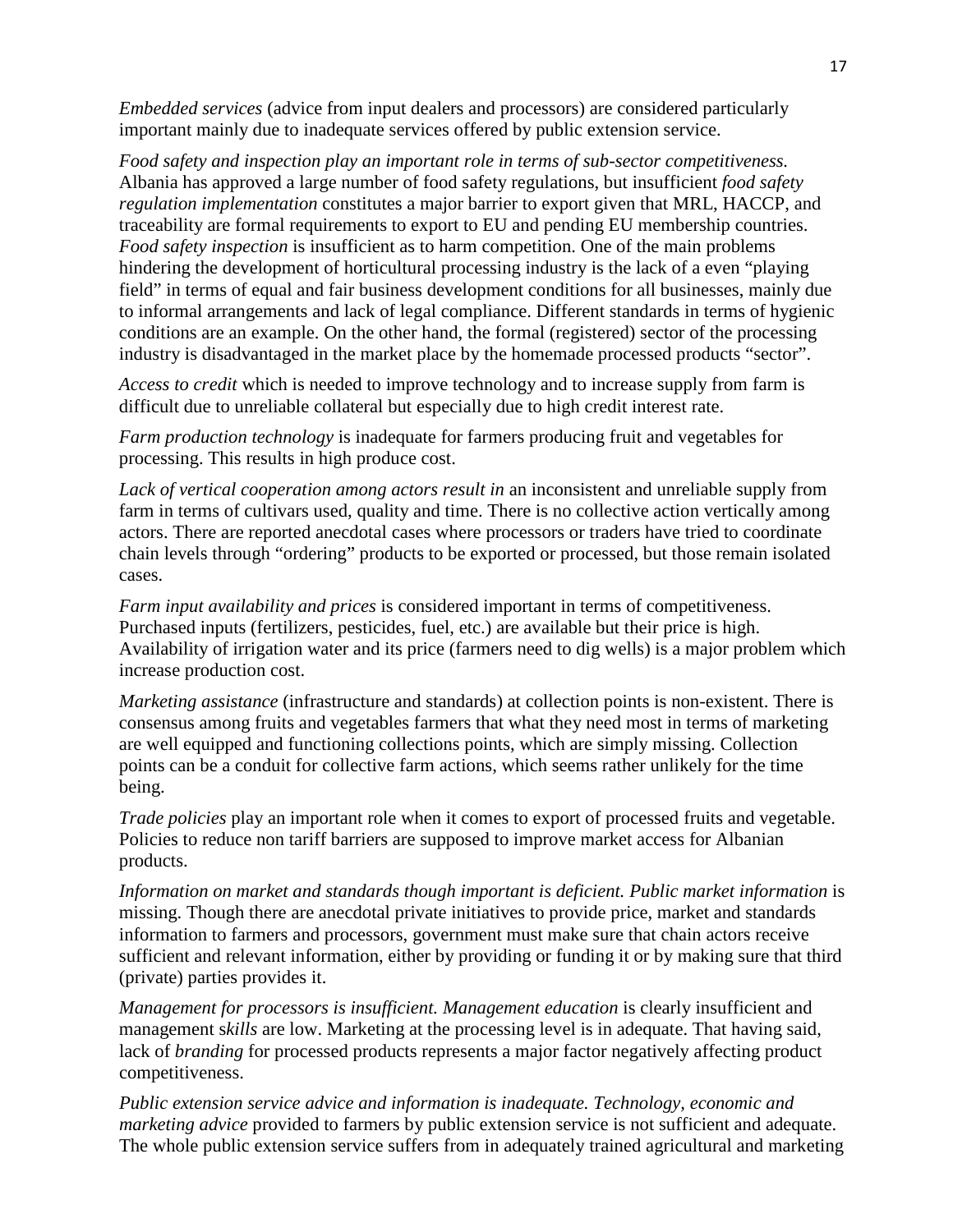*Embedded services* (advice from input dealers and processors) are considered particularly important mainly due to inadequate services offered by public extension service.

*Food safety and inspection play an important role in terms of sub-sector competitiveness.* Albania has approved a large number of food safety regulations, but insufficient *food safety regulation implementation* constitutes a major barrier to export given that MRL, HACCP, and traceability are formal requirements to export to EU and pending EU membership countries. *Food safety inspection* is insufficient as to harm competition. One of the main problems hindering the development of horticultural processing industry is the lack of a even "playing field" in terms of equal and fair business development conditions for all businesses, mainly due to informal arrangements and lack of legal compliance. Different standards in terms of hygienic conditions are an example. On the other hand, the formal (registered) sector of the processing industry is disadvantaged in the market place by the homemade processed products "sector".

*Access to credit* which is needed to improve technology and to increase supply from farm is difficult due to unreliable collateral but especially due to high credit interest rate.

*Farm production technology* is inadequate for farmers producing fruit and vegetables for processing. This results in high produce cost.

*Lack of vertical cooperation among actors result in* an inconsistent and unreliable supply from farm in terms of cultivars used, quality and time. There is no collective action vertically among actors. There are reported anecdotal cases where processors or traders have tried to coordinate chain levels through "ordering" products to be exported or processed, but those remain isolated cases.

*Farm input availability and prices* is considered important in terms of competitiveness. Purchased inputs (fertilizers, pesticides, fuel, etc.) are available but their price is high. Availability of irrigation water and its price (farmers need to dig wells) is a major problem which increase production cost.

*Marketing assistance* (infrastructure and standards) at collection points is non-existent. There is consensus among fruits and vegetables farmers that what they need most in terms of marketing are well equipped and functioning collections points, which are simply missing. Collection points can be a conduit for collective farm actions, which seems rather unlikely for the time being.

*Trade policies* play an important role when it comes to export of processed fruits and vegetable. Policies to reduce non tariff barriers are supposed to improve market access for Albanian products.

*Information on market and standards though important is deficient. Public market information* is missing. Though there are anecdotal private initiatives to provide price, market and standards information to farmers and processors, government must make sure that chain actors receive sufficient and relevant information, either by providing or funding it or by making sure that third (private) parties provides it.

*Management for processors is insufficient. Management education* is clearly insufficient and management s*kills* are low. Marketing at the processing level is in adequate. That having said, lack of *branding* for processed products represents a major factor negatively affecting product competitiveness.

*Public extension service advice and information is inadequate. Technology, economic and marketing advice* provided to farmers by public extension service is not sufficient and adequate. The whole public extension service suffers from in adequately trained agricultural and marketing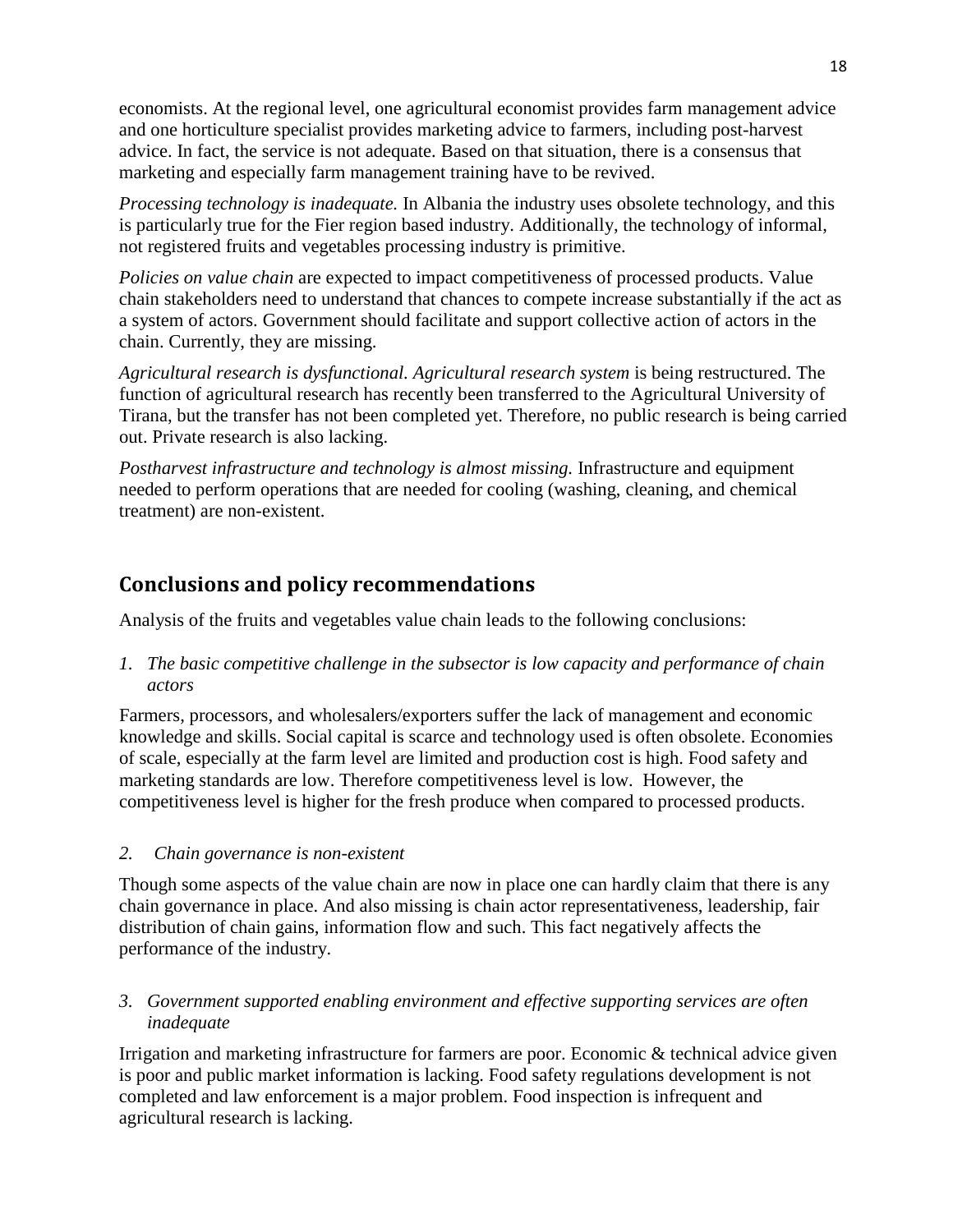economists. At the regional level, one agricultural economist provides farm management advice and one horticulture specialist provides marketing advice to farmers, including post-harvest advice. In fact, the service is not adequate. Based on that situation, there is a consensus that marketing and especially farm management training have to be revived.

*Processing technology is inadequate.* In Albania the industry uses obsolete technology, and this is particularly true for the Fier region based industry. Additionally, the technology of informal, not registered fruits and vegetables processing industry is primitive.

*Policies on value chain* are expected to impact competitiveness of processed products. Value chain stakeholders need to understand that chances to compete increase substantially if the act as a system of actors. Government should facilitate and support collective action of actors in the chain. Currently, they are missing.

*Agricultural research is dysfunctional. Agricultural research system* is being restructured. The function of agricultural research has recently been transferred to the Agricultural University of Tirana, but the transfer has not been completed yet. Therefore, no public research is being carried out. Private research is also lacking.

*Postharvest infrastructure and technology is almost missing.* Infrastructure and equipment needed to perform operations that are needed for cooling (washing, cleaning, and chemical treatment) are non-existent.

## Conclusions and policy recommendations

Analysis of the fruits and vegetables value chain leads to the following conclusions:

1. *The basic competitive challenge in the subsector is low capacity and performance of chain actors*

Farmers, processors, and wholesalers/exporters suffer the lack of management and economic knowledge and skills. Social capital is scarce and technology used is often obsolete. Economies of scale, especially at the farm level are limited and production cost is high. Food safety and marketing standards are low. Therefore competitiveness level is low. However, the competitiveness level is higher for the fresh produce when compared to processed products.

2. *Chain governance is non-existent*

Though some aspects of the value chain are now in place one can hardly claim that there is any chain governance in place. And also missing is chain actor representativeness, leadership, fair distribution of chain gains, information flow and such. This fact negatively affects the performance of the industry.

3. *Government supported enabling environment and effective supporting services are often inadequate*

Irrigation and marketing infrastructure for farmers are poor. Economic & technical advice given is poor and public market information is lacking. Food safety regulations development is not completed and law enforcement is a major problem. Food inspection is infrequent and agricultural research is lacking.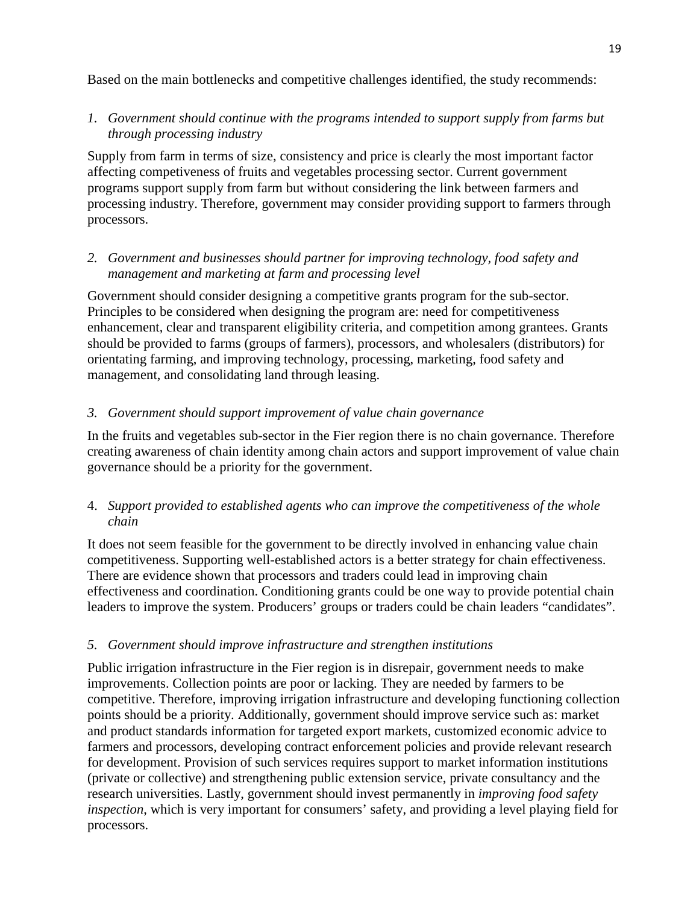Based on the main bottlenecks and competitive challenges identified, the study recommends:

1. *Government should continue with the programs intended to support supply from farms but through processing industry*

Supply from farm in terms of size, consistency and price is clearly the most important factor affecting competiveness of fruits and vegetables processing sector. Current government programs support supply from farm but without considering the link between farmers and processing industry. Therefore, government may consider providing support to farmers through processors.

2. *Government and businesses should partner for improving technology, food safety and management and marketing at farm and processing level*

Government should consider designing a competitive grants program for the sub-sector. Principles to be considered when designing the program are: need for competitiveness enhancement, clear and transparent eligibility criteria, and competition among grantees. Grants should be provided to farms (groups of farmers), processors, and wholesalers (distributors) for orientating farming, and improving technology, processing, marketing, food safety and management, and consolidating land through leasing.

3. *Government should support improvement of value chain governance*

In the fruits and vegetables sub-sector in the Fier region there is no chain governance. Therefore creating awareness of chain identity among chain actors and support improvement of value chain governance should be a priority for the government.

4. *Support provided to established agents who can improve the competitiveness of the whole chain*

It does not seem feasible for the government to be directly involved in enhancing value chain competitiveness. Supporting well-established actors is a better strategy for chain effectiveness. There are evidence shown that processors and traders could lead in improving chain effectiveness and coordination. Conditioning grants could be one way to provide potential chain leaders to improve the system. Producers' groups or traders could be chain leaders "candidates".

5. *Government should improve infrastructure and strengthen institutions*

Public irrigation infrastructure in the Fier region is in disrepair, government needs to make improvements. Collection points are poor or lacking. They are needed by farmers to be competitive. Therefore, improving irrigation infrastructure and developing functioning collection points should be a priority. Additionally, government should improve service such as: market and product standards information for targeted export markets, customized economic advice to farmers and processors, developing contract enforcement policies and provide relevant research for development. Provision of such services requires support to market information institutions (private or collective) and strengthening public extension service, private consultancy and the research universities. Lastly, government should invest permanently in *improving food safety inspection*, which is very important for consumers' safety, and providing a level playing field for processors.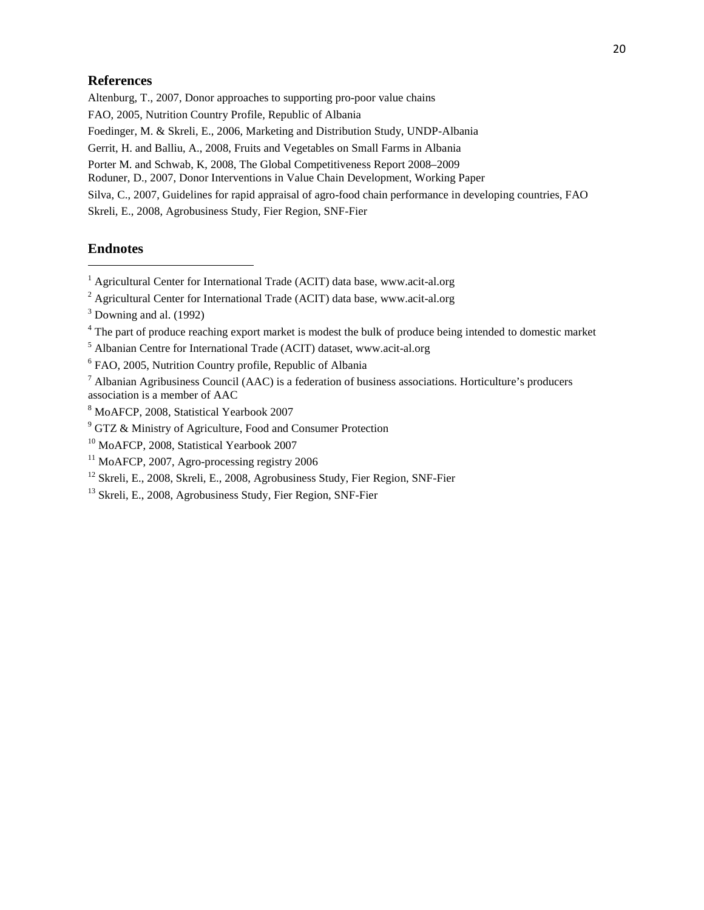## References

Altenburg, T., 2007, Donor approaches to supporting pro-poor value chains

FAO, 2005, Nutrition Country Profile, Republic of Albania

Foedinger, M. & Skreli, E., 2006, Marketing and Distribution Study, UNDP-Albania

Gerrit, H. and Balliu, A., 2008, Fruits and Vegetables on Small Farms in Albania

Porter M. and Schwab, K, 2008, The Global Competitiveness Report 2008–2009

Roduner, D., 2007, Donor Interventions in Value Chain Development, Working Paper

Silva, C., 2007, Guidelines for rapid appraisal of agro-food chain performance in developing countries, FAO

Skreli, E., 2008, Agrobusiness Study, Fier Region, SNF-Fier

## Endnotes

[1] Agricultural Center for International Trade (ACIT) data base, www.acit-al.org

[2] Agricultural Center for International Trade (ACIT) data base, www.acit-al.org

[3] Downing and al. (1992)

[4] The part of produce reaching export market is modest the bulk of produce being intended to domestic market

[5] Albanian Centre for International Trade (ACIT) dataset, www.acit-al.org

[6] FAO, 2005, Nutrition Country profile, Republic of Albania

[7] Albanian Agribusiness Council (AAC) is a federation of business associations. Horticulture's producers association is a member of AAC

[8] MoAFCP, 2008, Statistical Yearbook 2007

[9] GTZ & Ministry of Agriculture, Food and Consumer Protection

[10] MoAFCP, 2008, Statistical Yearbook 2007

[11] MoAFCP, 2007, Agro-processing registry 2006

[12] Skreli, E., 2008, Skreli, E., 2008, Agrobusiness Study, Fier Region, SNF-Fier

[13] Skreli, E., 2008, Agrobusiness Study, Fier Region, SNF-Fier